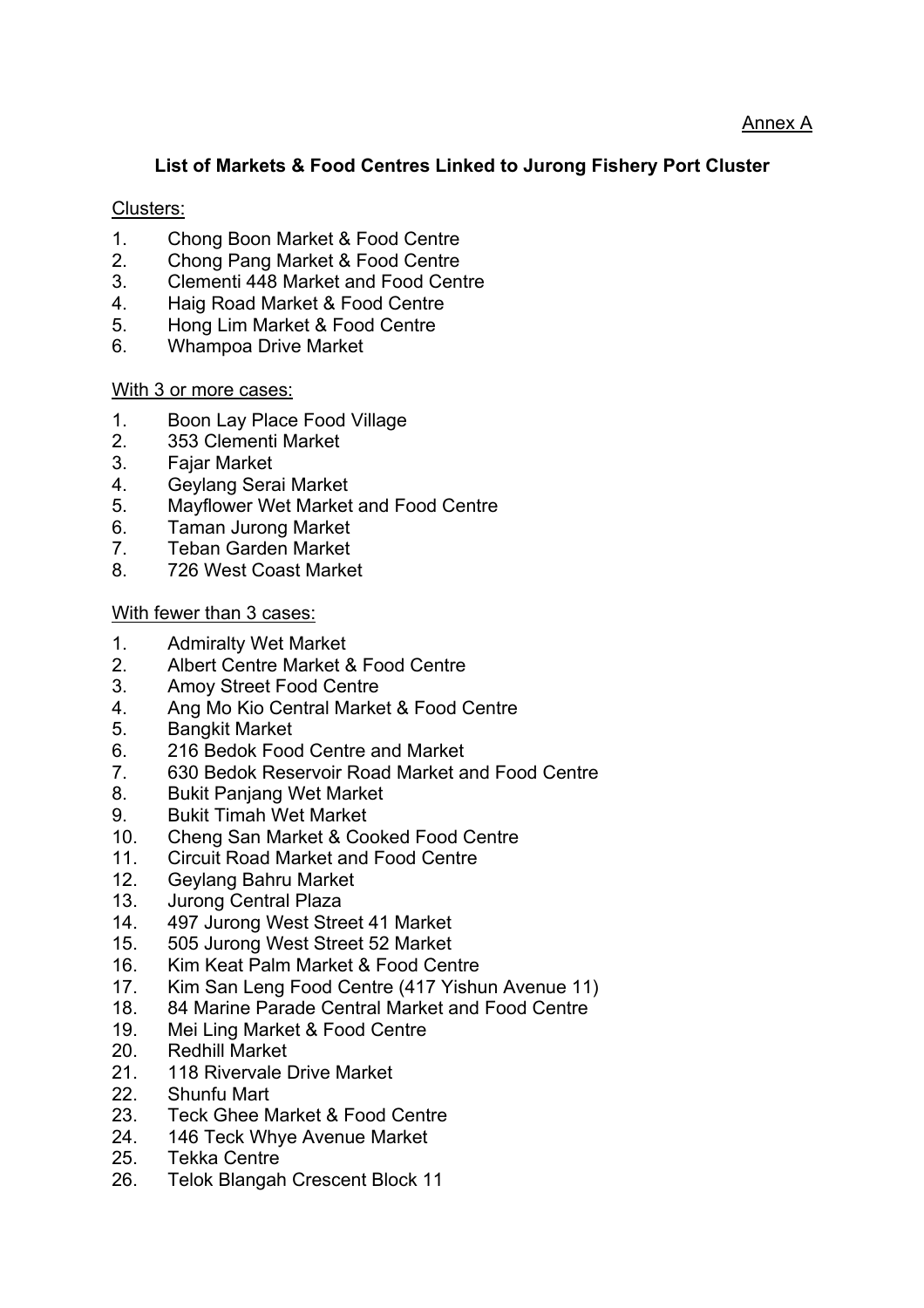Annex A

## List of Markets & Food Centres Linked to Jurong Fishery Port Cluster

Clusters:

1. Chong Boon Market & Food Centre
2. Chong Pang Market & Food Centre
3. Clementi 448 Market and Food Centre
4. Haig Road Market & Food Centre
5. Hong Lim Market & Food Centre
6. Whampoa Drive Market

With 3 or more cases:

1. Boon Lay Place Food Village
2. 353 Clementi Market
3. Fajar Market
4. Geylang Serai Market
5. Mayflower Wet Market and Food Centre
6. Taman Jurong Market
7. Teban Garden Market
8. 726 West Coast Market

With fewer than 3 cases:

1. Admiralty Wet Market
2. Albert Centre Market & Food Centre
3. Amoy Street Food Centre
4. Ang Mo Kio Central Market & Food Centre
5. Bangkit Market
6. 216 Bedok Food Centre and Market
7. 630 Bedok Reservoir Road Market and Food Centre
8. Bukit Panjang Wet Market
9. Bukit Timah Wet Market
10. Cheng San Market & Cooked Food Centre
11. Circuit Road Market and Food Centre
12. Geylang Bahru Market
13. Jurong Central Plaza
14. 497 Jurong West Street 41 Market
15. 505 Jurong West Street 52 Market
16. Kim Keat Palm Market & Food Centre
17. Kim San Leng Food Centre (417 Yishun Avenue 11)
18. 84 Marine Parade Central Market and Food Centre
19. Mei Ling Market & Food Centre
20. Redhill Market
21. 118 Rivervale Drive Market
22. Shunfu Mart
23. Teck Ghee Market & Food Centre
24. 146 Teck Whye Avenue Market
25. Tekka Centre
26. Telok Blangah Crescent Block 11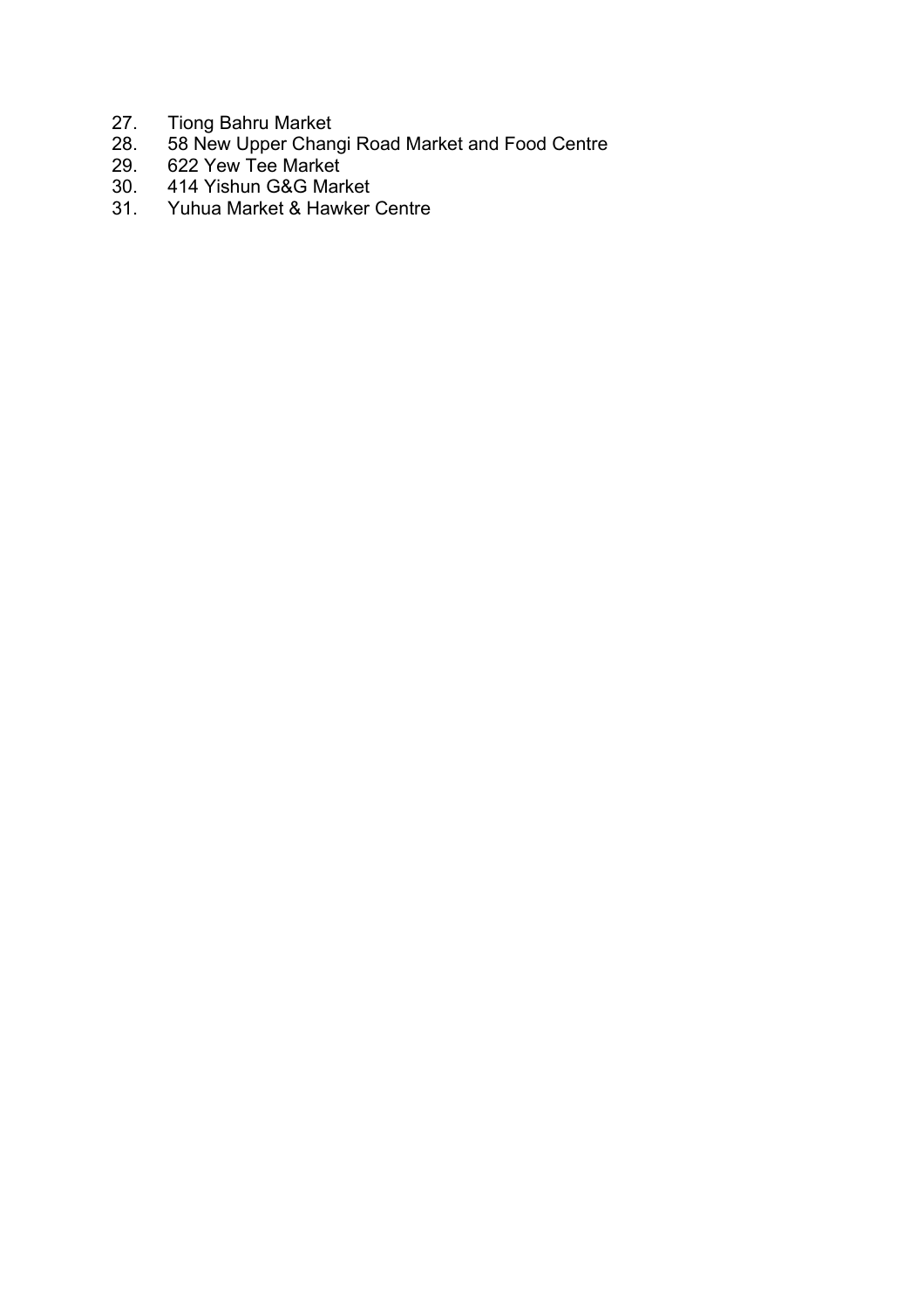27. Tiong Bahru Market
28. 58 New Upper Changi Road Market and Food Centre
29. 622 Yew Tee Market
30. 414 Yishun G&G Market
31. Yuhua Market & Hawker Centre